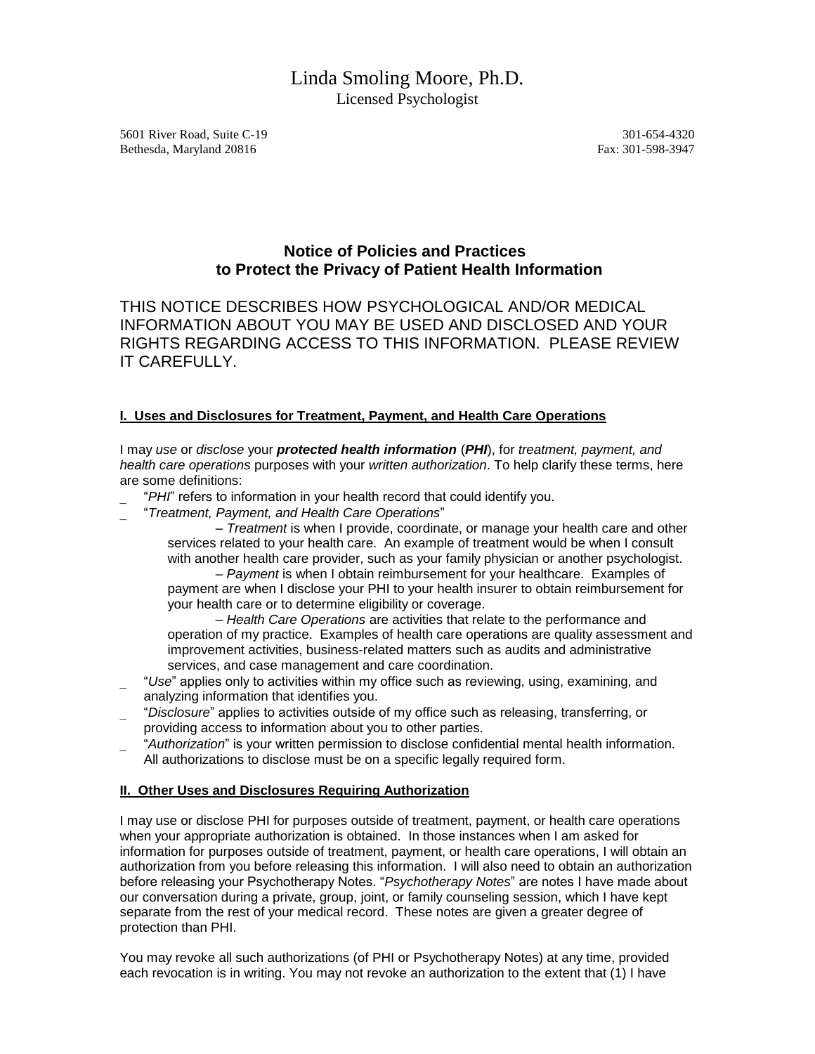# Linda Smoling Moore, Ph.D.

Licensed Psychologist

5601 River Road, Suite C-19
Bethesda, Maryland 20816

301-654-4320
Fax: 301-598-3947

## Notice of Policies and Practices to Protect the Privacy of Patient Health Information

THIS NOTICE DESCRIBES HOW PSYCHOLOGICAL AND/OR MEDICAL INFORMATION ABOUT YOU MAY BE USED AND DISCLOSED AND YOUR RIGHTS REGARDING ACCESS TO THIS INFORMATION. PLEASE REVIEW IT CAREFULLY.

### I. Uses and Disclosures for Treatment, Payment, and Health Care Operations

I may *use* or *disclose* your ***protected health information*** (***PHI***), for *treatment, payment, and health care operations* purposes with your *written authorization*. To help clarify these terms, here are some definitions:

- "*PHI*" refers to information in your health record that could identify you.
- "*Treatment, Payment, and Health Care Operations*"
  - – *Treatment* is when I provide, coordinate, or manage your health care and other services related to your health care. An example of treatment would be when I consult with another health care provider, such as your family physician or another psychologist.
  - – *Payment* is when I obtain reimbursement for your healthcare. Examples of payment are when I disclose your PHI to your health insurer to obtain reimbursement for your health care or to determine eligibility or coverage.
  - – *Health Care Operations* are activities that relate to the performance and operation of my practice. Examples of health care operations are quality assessment and improvement activities, business-related matters such as audits and administrative services, and case management and care coordination.
- "*Use*" applies only to activities within my office such as reviewing, using, examining, and analyzing information that identifies you.
- "*Disclosure*" applies to activities outside of my office such as releasing, transferring, or providing access to information about you to other parties.
- "*Authorization*" is your written permission to disclose confidential mental health information. All authorizations to disclose must be on a specific legally required form.

### II. Other Uses and Disclosures Requiring Authorization

I may use or disclose PHI for purposes outside of treatment, payment, or health care operations when your appropriate authorization is obtained. In those instances when I am asked for information for purposes outside of treatment, payment, or health care operations, I will obtain an authorization from you before releasing this information. I will also need to obtain an authorization before releasing your Psychotherapy Notes. "*Psychotherapy Notes*" are notes I have made about our conversation during a private, group, joint, or family counseling session, which I have kept separate from the rest of your medical record. These notes are given a greater degree of protection than PHI.

You may revoke all such authorizations (of PHI or Psychotherapy Notes) at any time, provided each revocation is in writing. You may not revoke an authorization to the extent that (1) I have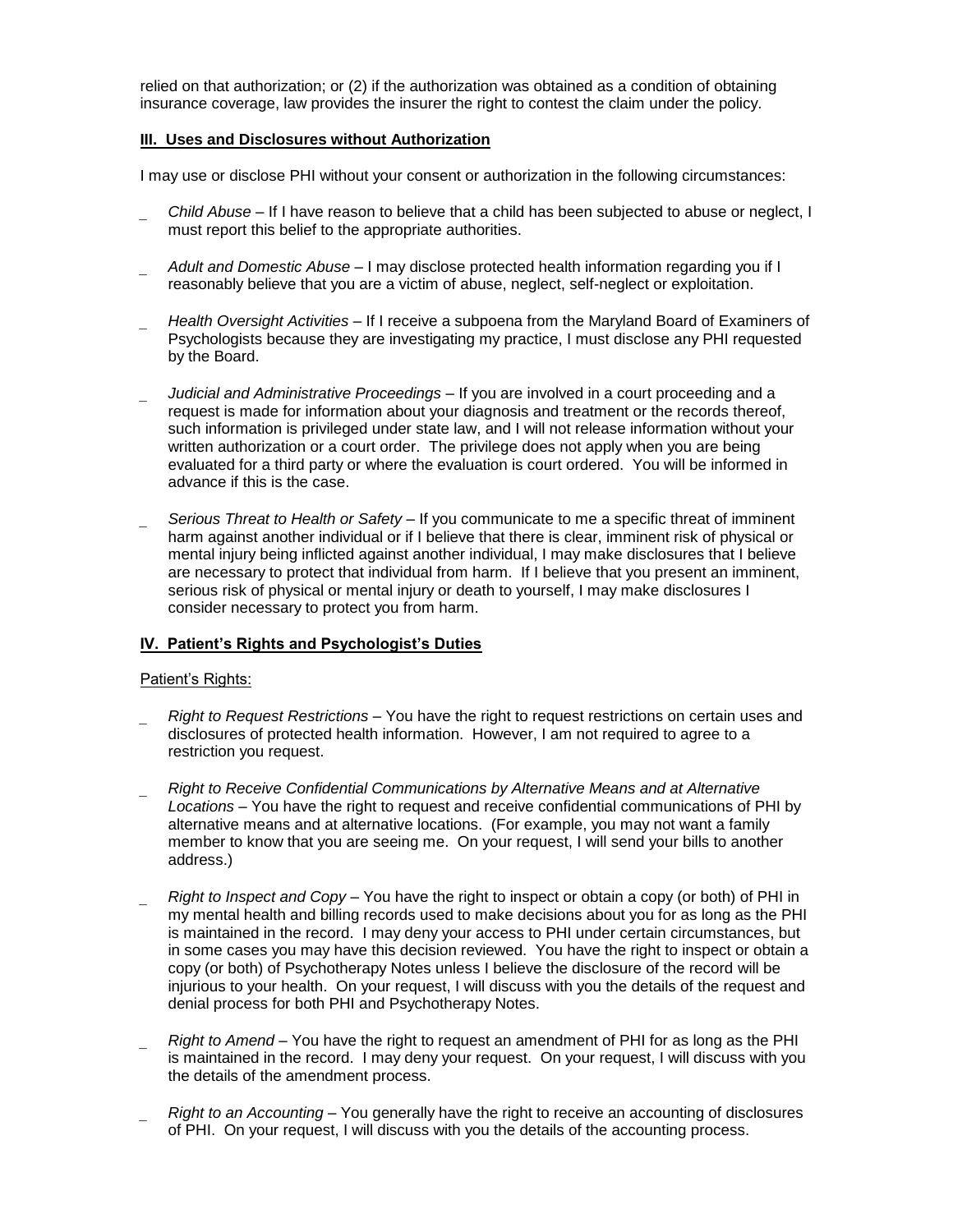relied on that authorization; or (2) if the authorization was obtained as a condition of obtaining insurance coverage, law provides the insurer the right to contest the claim under the policy.

## III. Uses and Disclosures without Authorization

I may use or disclose PHI without your consent or authorization in the following circumstances:

- *Child Abuse* – If I have reason to believe that a child has been subjected to abuse or neglect, I must report this belief to the appropriate authorities.
- *Adult and Domestic Abuse* – I may disclose protected health information regarding you if I reasonably believe that you are a victim of abuse, neglect, self-neglect or exploitation.
- *Health Oversight Activities* – If I receive a subpoena from the Maryland Board of Examiners of Psychologists because they are investigating my practice, I must disclose any PHI requested by the Board.
- *Judicial and Administrative Proceedings* – If you are involved in a court proceeding and a request is made for information about your diagnosis and treatment or the records thereof, such information is privileged under state law, and I will not release information without your written authorization or a court order. The privilege does not apply when you are being evaluated for a third party or where the evaluation is court ordered. You will be informed in advance if this is the case.
- *Serious Threat to Health or Safety* – If you communicate to me a specific threat of imminent harm against another individual or if I believe that there is clear, imminent risk of physical or mental injury being inflicted against another individual, I may make disclosures that I believe are necessary to protect that individual from harm. If I believe that you present an imminent, serious risk of physical or mental injury or death to yourself, I may make disclosures I consider necessary to protect you from harm.

## IV. Patient's Rights and Psychologist's Duties

Patient's Rights:

- *Right to Request Restrictions* – You have the right to request restrictions on certain uses and disclosures of protected health information. However, I am not required to agree to a restriction you request.
- *Right to Receive Confidential Communications by Alternative Means and at Alternative Locations* – You have the right to request and receive confidential communications of PHI by alternative means and at alternative locations. (For example, you may not want a family member to know that you are seeing me. On your request, I will send your bills to another address.)
- *Right to Inspect and Copy* – You have the right to inspect or obtain a copy (or both) of PHI in my mental health and billing records used to make decisions about you for as long as the PHI is maintained in the record. I may deny your access to PHI under certain circumstances, but in some cases you may have this decision reviewed. You have the right to inspect or obtain a copy (or both) of Psychotherapy Notes unless I believe the disclosure of the record will be injurious to your health. On your request, I will discuss with you the details of the request and denial process for both PHI and Psychotherapy Notes.
- *Right to Amend* – You have the right to request an amendment of PHI for as long as the PHI is maintained in the record. I may deny your request. On your request, I will discuss with you the details of the amendment process.
- *Right to an Accounting* – You generally have the right to receive an accounting of disclosures of PHI. On your request, I will discuss with you the details of the accounting process.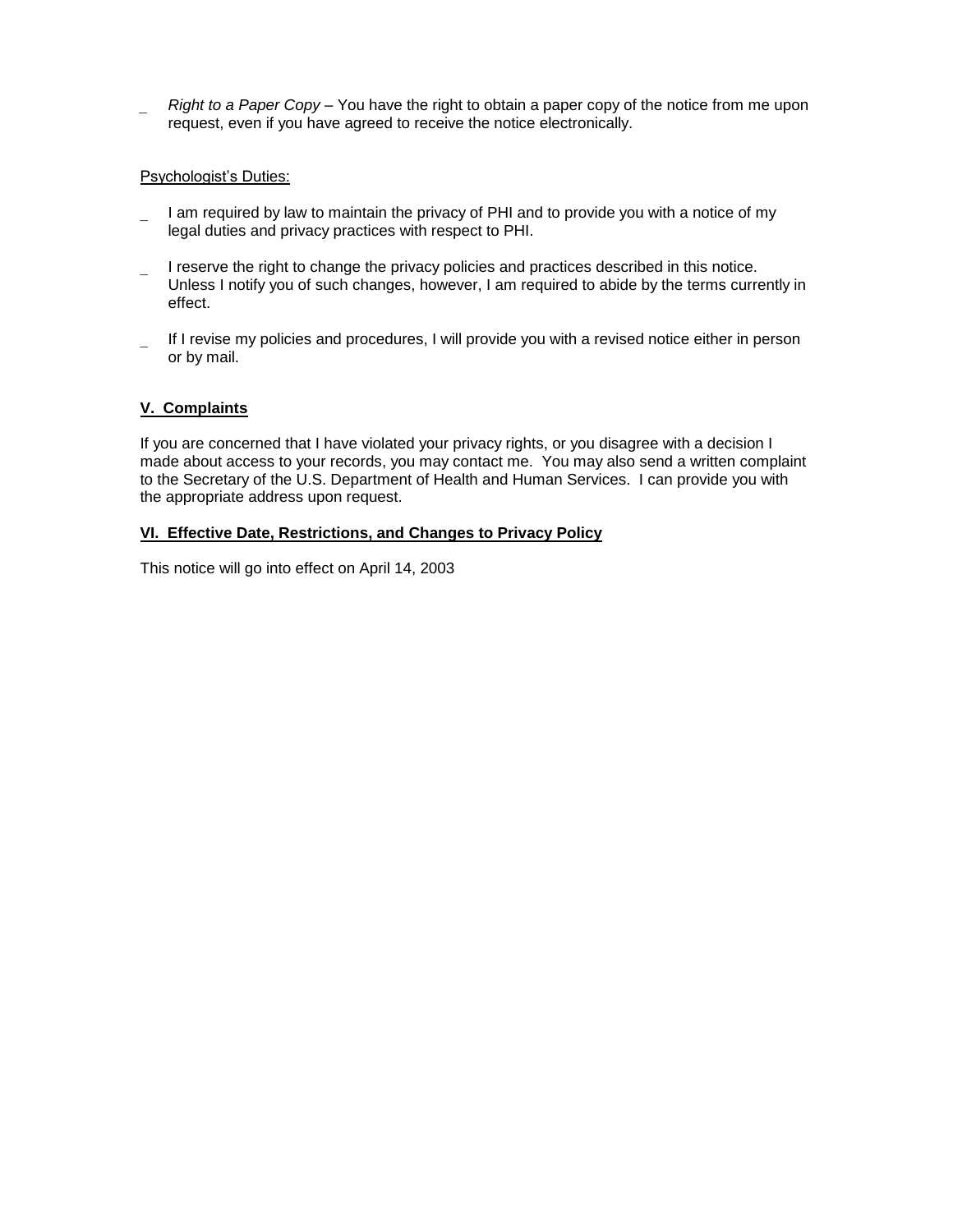- *Right to a Paper Copy* – You have the right to obtain a paper copy of the notice from me upon request, even if you have agreed to receive the notice electronically.

Psychologist's Duties:

- I am required by law to maintain the privacy of PHI and to provide you with a notice of my legal duties and privacy practices with respect to PHI.
- I reserve the right to change the privacy policies and practices described in this notice. Unless I notify you of such changes, however, I am required to abide by the terms currently in effect.
- If I revise my policies and procedures, I will provide you with a revised notice either in person or by mail.

## V. Complaints

If you are concerned that I have violated your privacy rights, or you disagree with a decision I made about access to your records, you may contact me. You may also send a written complaint to the Secretary of the U.S. Department of Health and Human Services. I can provide you with the appropriate address upon request.

## VI. Effective Date, Restrictions, and Changes to Privacy Policy

This notice will go into effect on April 14, 2003